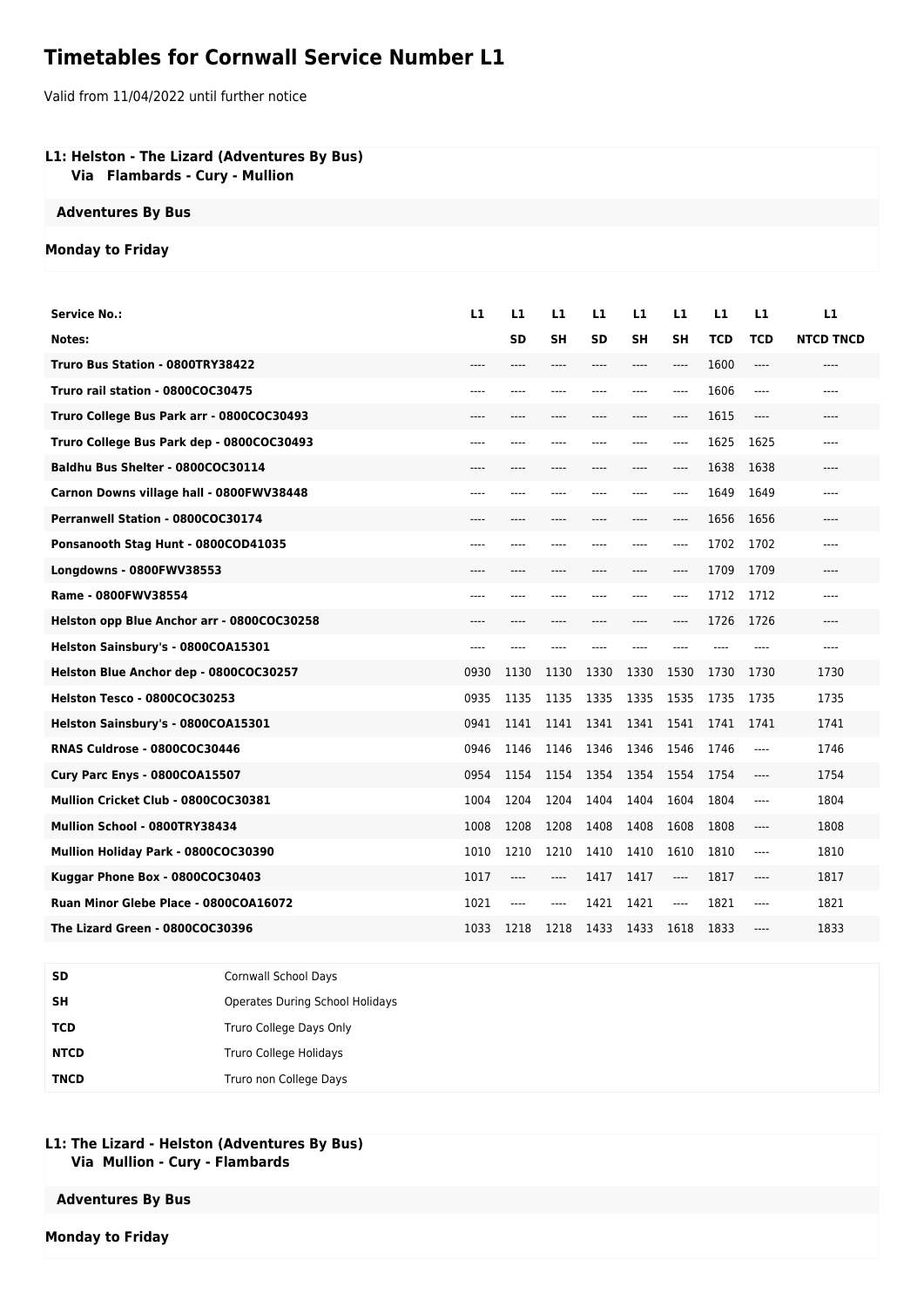# Timetables for Cornwall Service Number L1

Valid from 11/04/2022 until further notice

### L1: Helston - The Lizard (Adventures By Bus)
**Via Flambards - Cury - Mullion**

**Adventures By Bus**

**Monday to Friday**

| Service No.: | L1 | L1 | L1 | L1 | L1 | L1 | L1 | L1 | L1 |
|---|---|---|---|---|---|---|---|---|---|
| Notes: | | SD | SH | SD | SH | SH | TCD | TCD | NTCD TNCD |
| Truro Bus Station - 0800TRY38422 | ---- | ---- | ---- | ---- | ---- | ---- | 1600 | ---- | ---- |
| Truro rail station - 0800COC30475 | ---- | ---- | ---- | ---- | ---- | ---- | 1606 | ---- | ---- |
| Truro College Bus Park arr - 0800COC30493 | ---- | ---- | ---- | ---- | ---- | ---- | 1615 | ---- | ---- |
| Truro College Bus Park dep - 0800COC30493 | ---- | ---- | ---- | ---- | ---- | ---- | 1625 | 1625 | ---- |
| Baldhu Bus Shelter - 0800COC30114 | ---- | ---- | ---- | ---- | ---- | ---- | 1638 | 1638 | ---- |
| Carnon Downs village hall - 0800FWV38448 | ---- | ---- | ---- | ---- | ---- | ---- | 1649 | 1649 | ---- |
| Perranwell Station - 0800COC30174 | ---- | ---- | ---- | ---- | ---- | ---- | 1656 | 1656 | ---- |
| Ponsanooth Stag Hunt - 0800COD41035 | ---- | ---- | ---- | ---- | ---- | ---- | 1702 | 1702 | ---- |
| Longdowns - 0800FWV38553 | ---- | ---- | ---- | ---- | ---- | ---- | 1709 | 1709 | ---- |
| Rame - 0800FWV38554 | ---- | ---- | ---- | ---- | ---- | ---- | 1712 | 1712 | ---- |
| Helston opp Blue Anchor arr - 0800COC30258 | ---- | ---- | ---- | ---- | ---- | ---- | 1726 | 1726 | ---- |
| Helston Sainsbury's - 0800COA15301 | ---- | ---- | ---- | ---- | ---- | ---- | ---- | ---- | ---- |
| Helston Blue Anchor dep - 0800COC30257 | 0930 | 1130 | 1130 | 1330 | 1330 | 1530 | 1730 | 1730 | 1730 |
| Helston Tesco - 0800COC30253 | 0935 | 1135 | 1135 | 1335 | 1335 | 1535 | 1735 | 1735 | 1735 |
| Helston Sainsbury's - 0800COA15301 | 0941 | 1141 | 1141 | 1341 | 1341 | 1541 | 1741 | 1741 | 1741 |
| RNAS Culdrose - 0800COC30446 | 0946 | 1146 | 1146 | 1346 | 1346 | 1546 | 1746 | ---- | 1746 |
| Cury Parc Enys - 0800COA15507 | 0954 | 1154 | 1154 | 1354 | 1354 | 1554 | 1754 | ---- | 1754 |
| Mullion Cricket Club - 0800COC30381 | 1004 | 1204 | 1204 | 1404 | 1404 | 1604 | 1804 | ---- | 1804 |
| Mullion School - 0800TRY38434 | 1008 | 1208 | 1208 | 1408 | 1408 | 1608 | 1808 | ---- | 1808 |
| Mullion Holiday Park - 0800COC30390 | 1010 | 1210 | 1210 | 1410 | 1410 | 1610 | 1810 | ---- | 1810 |
| Kuggar Phone Box - 0800COC30403 | 1017 | ---- | ---- | 1417 | 1417 | ---- | 1817 | ---- | 1817 |
| Ruan Minor Glebe Place - 0800COA16072 | 1021 | ---- | ---- | 1421 | 1421 | ---- | 1821 | ---- | 1821 |
| The Lizard Green - 0800COC30396 | 1033 | 1218 | 1218 | 1433 | 1433 | 1618 | 1833 | ---- | 1833 |

| | |
|---|---|
| SD | Cornwall School Days |
| SH | Operates During School Holidays |
| TCD | Truro College Days Only |
| NTCD | Truro College Holidays |
| TNCD | Truro non College Days |

### L1: The Lizard - Helston (Adventures By Bus)
**Via Mullion - Cury - Flambards**

**Adventures By Bus**

**Monday to Friday**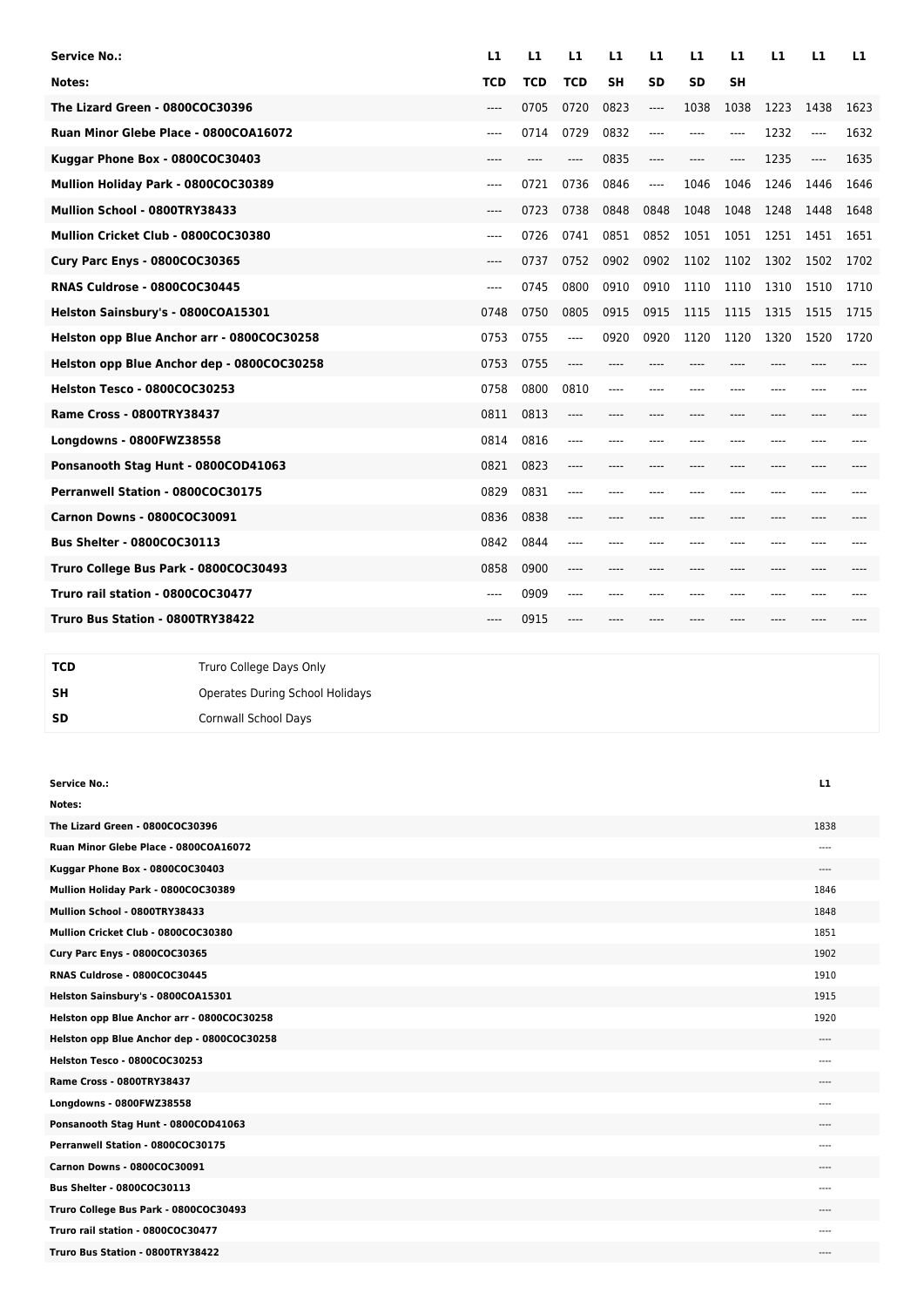| Service No.: | L1 | L1 | L1 | L1 | L1 | L1 | L1 | L1 | L1 | L1 |
|---|---|---|---|---|---|---|---|---|---|---|
| Notes: | TCD | TCD | TCD | SH | SD | SD | SH | | | |
| The Lizard Green - 0800COC30396 | ---- | 0705 | 0720 | 0823 | ---- | 1038 | 1038 | 1223 | 1438 | 1623 |
| Ruan Minor Glebe Place - 0800COA16072 | ---- | 0714 | 0729 | 0832 | ---- | ---- | ---- | 1232 | ---- | 1632 |
| Kuggar Phone Box - 0800COC30403 | ---- | ---- | ---- | 0835 | ---- | ---- | ---- | 1235 | ---- | 1635 |
| Mullion Holiday Park - 0800COC30389 | ---- | 0721 | 0736 | 0846 | ---- | 1046 | 1046 | 1246 | 1446 | 1646 |
| Mullion School - 0800TRY38433 | ---- | 0723 | 0738 | 0848 | 0848 | 1048 | 1048 | 1248 | 1448 | 1648 |
| Mullion Cricket Club - 0800COC30380 | ---- | 0726 | 0741 | 0851 | 0852 | 1051 | 1051 | 1251 | 1451 | 1651 |
| Cury Parc Enys - 0800COC30365 | ---- | 0737 | 0752 | 0902 | 0902 | 1102 | 1102 | 1302 | 1502 | 1702 |
| RNAS Culdrose - 0800COC30445 | ---- | 0745 | 0800 | 0910 | 0910 | 1110 | 1110 | 1310 | 1510 | 1710 |
| Helston Sainsbury's - 0800COA15301 | 0748 | 0750 | 0805 | 0915 | 0915 | 1115 | 1115 | 1315 | 1515 | 1715 |
| Helston opp Blue Anchor arr - 0800COC30258 | 0753 | 0755 | ---- | 0920 | 0920 | 1120 | 1120 | 1320 | 1520 | 1720 |
| Helston opp Blue Anchor dep - 0800COC30258 | 0753 | 0755 | ---- | ---- | ---- | ---- | ---- | ---- | ---- | ---- |
| Helston Tesco - 0800COC30253 | 0758 | 0800 | 0810 | ---- | ---- | ---- | ---- | ---- | ---- | ---- |
| Rame Cross - 0800TRY38437 | 0811 | 0813 | ---- | ---- | ---- | ---- | ---- | ---- | ---- | ---- |
| Longdowns - 0800FWZ38558 | 0814 | 0816 | ---- | ---- | ---- | ---- | ---- | ---- | ---- | ---- |
| Ponsanooth Stag Hunt - 0800COD41063 | 0821 | 0823 | ---- | ---- | ---- | ---- | ---- | ---- | ---- | ---- |
| Perranwell Station - 0800COC30175 | 0829 | 0831 | ---- | ---- | ---- | ---- | ---- | ---- | ---- | ---- |
| Carnon Downs - 0800COC30091 | 0836 | 0838 | ---- | ---- | ---- | ---- | ---- | ---- | ---- | ---- |
| Bus Shelter - 0800COC30113 | 0842 | 0844 | ---- | ---- | ---- | ---- | ---- | ---- | ---- | ---- |
| Truro College Bus Park - 0800COC30493 | 0858 | 0900 | ---- | ---- | ---- | ---- | ---- | ---- | ---- | ---- |
| Truro rail station - 0800COC30477 | ---- | 0909 | ---- | ---- | ---- | ---- | ---- | ---- | ---- | ---- |
| Truro Bus Station - 0800TRY38422 | ---- | 0915 | ---- | ---- | ---- | ---- | ---- | ---- | ---- | ---- |

| | |
|---|---|
| TCD | Truro College Days Only |
| SH | Operates During School Holidays |
| SD | Cornwall School Days |

| Service No.: | L1 |
|---|---|
| Notes: | |
| The Lizard Green - 0800COC30396 | 1838 |
| Ruan Minor Glebe Place - 0800COA16072 | ---- |
| Kuggar Phone Box - 0800COC30403 | ---- |
| Mullion Holiday Park - 0800COC30389 | 1846 |
| Mullion School - 0800TRY38433 | 1848 |
| Mullion Cricket Club - 0800COC30380 | 1851 |
| Cury Parc Enys - 0800COC30365 | 1902 |
| RNAS Culdrose - 0800COC30445 | 1910 |
| Helston Sainsbury's - 0800COA15301 | 1915 |
| Helston opp Blue Anchor arr - 0800COC30258 | 1920 |
| Helston opp Blue Anchor dep - 0800COC30258 | ---- |
| Helston Tesco - 0800COC30253 | ---- |
| Rame Cross - 0800TRY38437 | ---- |
| Longdowns - 0800FWZ38558 | ---- |
| Ponsanooth Stag Hunt - 0800COD41063 | ---- |
| Perranwell Station - 0800COC30175 | ---- |
| Carnon Downs - 0800COC30091 | ---- |
| Bus Shelter - 0800COC30113 | ---- |
| Truro College Bus Park - 0800COC30493 | ---- |
| Truro rail station - 0800COC30477 | ---- |
| Truro Bus Station - 0800TRY38422 | ---- |